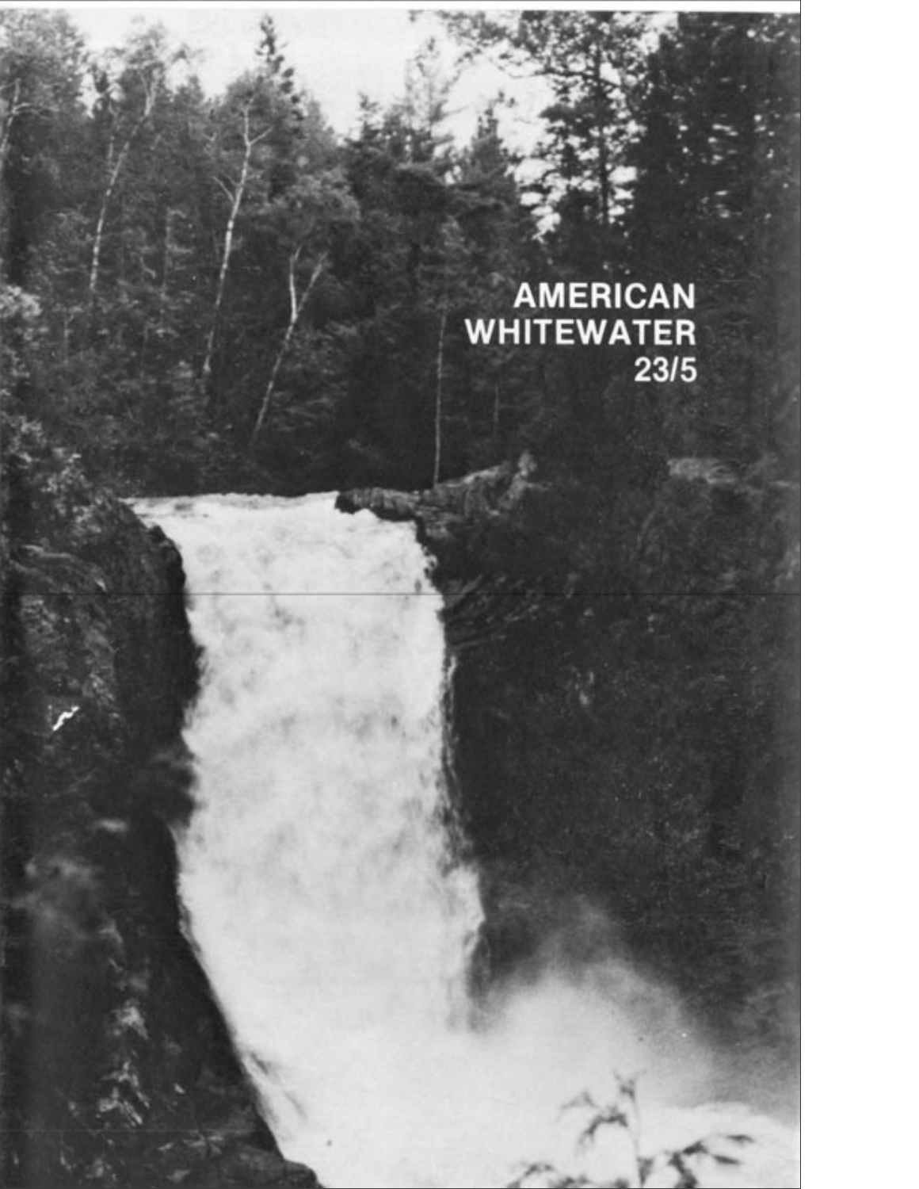# AMERICAN WHITEWATER

23/5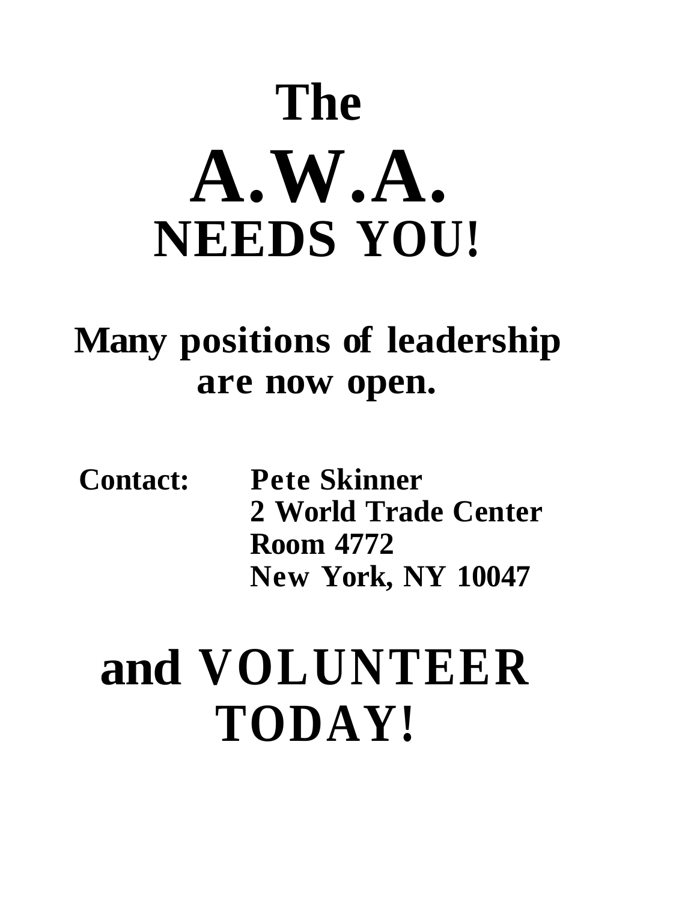# The A.W.A. NEEDS YOU!

**Many positions of leadership are now open.**

**Contact:** **Pete Skinner**
**2 World Trade Center**
**Room 4772**
**New York, NY 10047**

# and VOLUNTEER TODAY!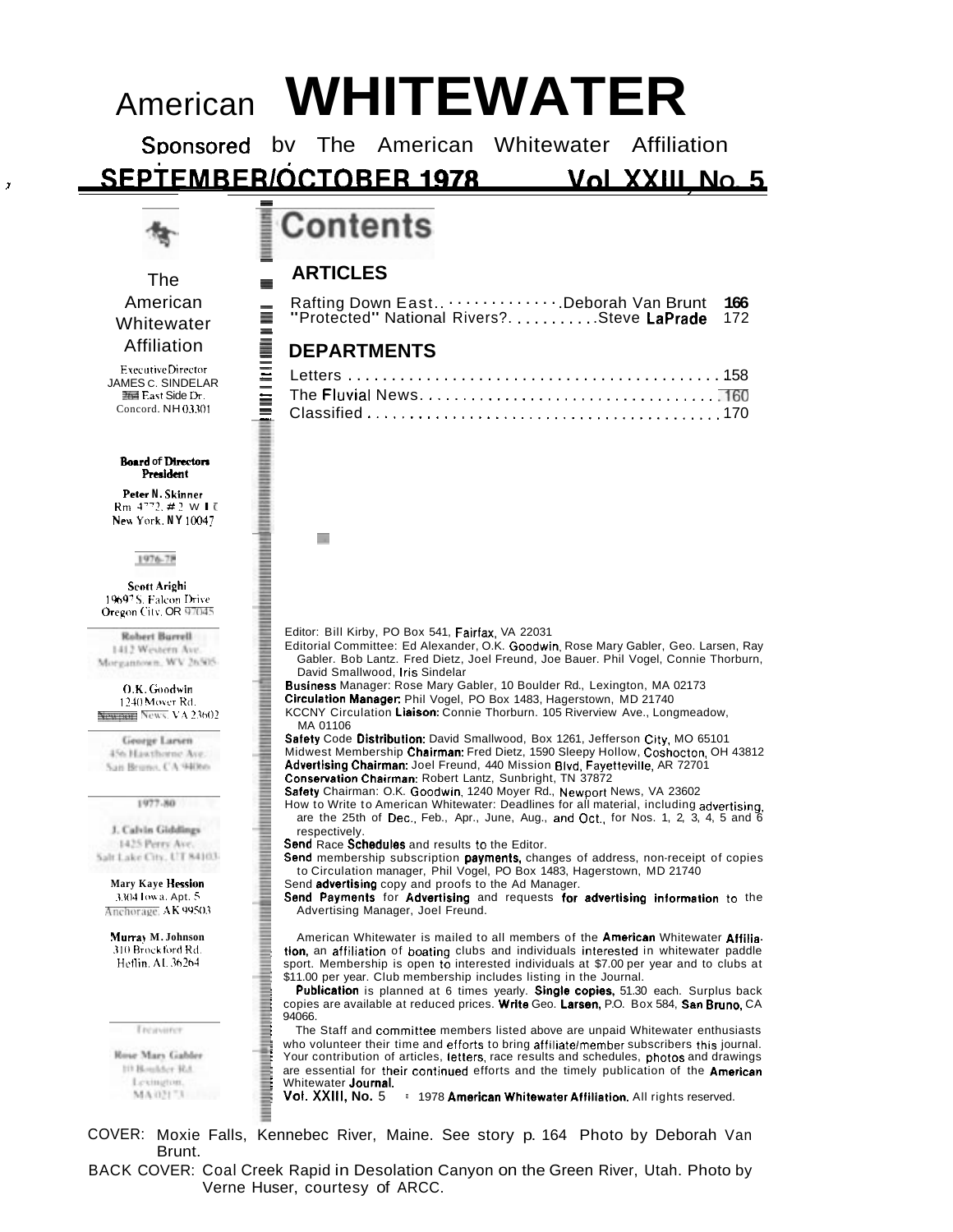# American WHITEWATER

Sponsored by The American Whitewater Affiliation

**SEPTEMBER/OCTOBER 1978 Vol. XXIII, No. 5**

## Contents

### ARTICLES

Rafting Down East.............. Deborah Van Brunt **166**
"Protected" National Rivers?........... Steve **LaPrade** 172

### DEPARTMENTS

Letters ............................................ 158
The Fluvial News.................................... 160
Classified ......................................... 170

The American Whitewater Affiliation

Executive Director
JAMES C. SINDELAR
264 East Side Dr.
Concord. NH 03301

**Board of Directors**
**President**

**Peter N. Skinner**
Rm 4772, #2 W T C
New York, NY 10047

1976-78

**Scott Arighi**
19697 S. Falcon Drive
Oregon City, OR 97045

**Robert Burrell**
1412 Western Ave.
Morgantown, WV 26505

**O.K. Goodwin**
1240 Moyer Rd.
Newport News, VA 23602

**George Larsen**
456 Hawthorne Ave.
San Bruno, CA 94066

1977-80

**J. Calvin Giddings**
1425 Perry Ave.
Salt Lake City, UT 84103

**Mary Kaye Hession**
3304 Iowa, Apt. 5
Anchorage, AK 99503

**Murray M. Johnson**
310 Brockford Rd.
Heflin, AL 36264

Treasurer

**Rose Mary Gabler**
10 Boulder Rd.
Lexington,
MA 02173

Editor: Bill Kirby, PO Box 541, Fairfax, VA 22031

Editorial Committee: Ed Alexander, O.K. Goodwin, Rose Mary Gabler, Geo. Larsen, Ray Gabler. Bob Lantz. Fred Dietz, Joel Freund, Joe Bauer. Phil Vogel, Connie Thorburn, David Smallwood, Iris Sindelar

**Business** Manager: Rose Mary Gabler, 10 Boulder Rd., Lexington, MA 02173

**Circulation Manager:** Phil Vogel, PO Box 1483, Hagerstown, MD 21740

KCCNY Circulation **Liaison:** Connie Thorburn. 105 Riverview Ave., Longmeadow, MA 01106

**Safety** Code **Distribution:** David Smallwood, Box 1261, Jefferson City, MO 65101

Midwest Membership **Chairman:** Fred Dietz, 1590 Sleepy Hollow, Coshocton, OH 43812

**Advertising Chairman:** Joel Freund, 440 Mission Blvd, Fayetteville, AR 72701

**Conservation Chairman:** Robert Lantz, Sunbright, TN 37872

**Safety** Chairman: O.K. Goodwin, 1240 Moyer Rd., Newport News, VA 23602

How to Write to American Whitewater: Deadlines for all material, including advertising, are the 25th of Dec., Feb., Apr., June, Aug., and Oct., for Nos. 1, 2, 3, 4, 5 and 6 respectively.

**Send** Race **Schedules** and results to the Editor.

**Send** membership subscription **payments,** changes of address, non-receipt of copies to Circulation manager, Phil Vogel, PO Box 1483, Hagerstown, MD 21740

Send **advertising** copy and proofs to the Ad Manager.

**Send Payments** for **Advertising** and requests **for advertising information** to the Advertising Manager, Joel Freund.

American Whitewater is mailed to all members of the **American** Whitewater **Affiliation**, an affiliation of boating clubs and individuals interested in whitewater paddle sport. Membership is open to interested individuals at $7.00 per year and to clubs at $11.00 per year. Club membership includes listing in the Journal.

**Publication** is planned at 6 times yearly. **Single copies,** 51.30 each. Surplus back copies are available at reduced prices. **Write** Geo. **Larsen,** P.O. Box 584, **San Bruno,** CA 94066.

The Staff and committee members listed above are unpaid Whitewater enthusiasts who volunteer their time and efforts to bring affiliate/member subscribers this journal. Your contribution of articles, letters, race results and schedules, photos and drawings are essential for their continued efforts and the timely publication of the **American** Whitewater **Journal.**

**Vol. XXIII, No.** 5 © 1978 **American Whitewater Affiliation.** All rights reserved.

COVER: Moxie Falls, Kennebec River, Maine. See story p. 164 Photo by Deborah Van Brunt.

BACK COVER: Coal Creek Rapid in Desolation Canyon on the Green River, Utah. Photo by Verne Huser, courtesy of ARCC.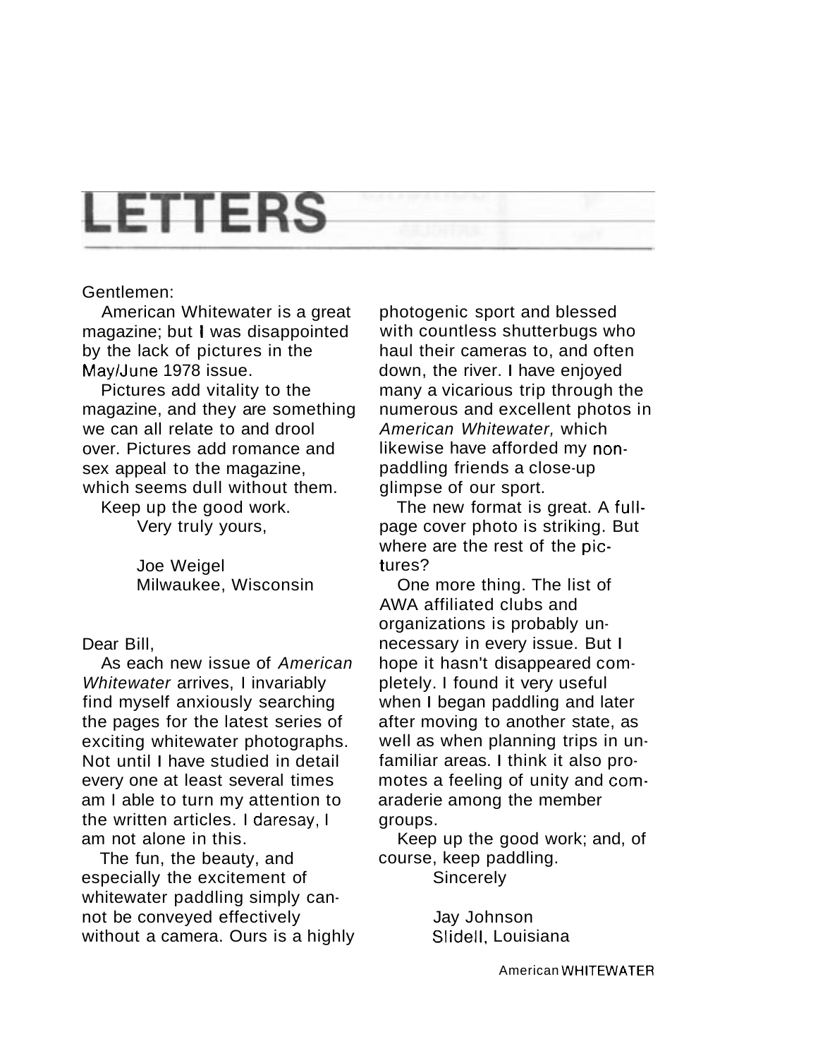# LETTERS

Gentlemen:

American Whitewater is a great magazine; but I was disappointed by the lack of pictures in the May/June 1978 issue.

Pictures add vitality to the magazine, and they are something we can all relate to and drool over. Pictures add romance and sex appeal to the magazine, which seems dull without them.

Keep up the good work.

Very truly yours,

Joe Weigel
Milwaukee, Wisconsin

Dear Bill,

As each new issue of *American Whitewater* arrives, I invariably find myself anxiously searching the pages for the latest series of exciting whitewater photographs. Not until I have studied in detail every one at least several times am I able to turn my attention to the written articles. I daresay, I am not alone in this.

The fun, the beauty, and especially the excitement of whitewater paddling simply cannot be conveyed effectively without a camera. Ours is a highly photogenic sport and blessed with countless shutterbugs who haul their cameras to, and often down, the river. I have enjoyed many a vicarious trip through the numerous and excellent photos in *American Whitewater,* which likewise have afforded my non-paddling friends a close-up glimpse of our sport.

The new format is great. A full-page cover photo is striking. But where are the rest of the pictures?

One more thing. The list of AWA affiliated clubs and organizations is probably unnecessary in every issue. But I hope it hasn't disappeared completely. I found it very useful when I began paddling and later after moving to another state, as well as when planning trips in unfamiliar areas. I think it also promotes a feeling of unity and comaraderie among the member groups.

Keep up the good work; and, of course, keep paddling.

Sincerely

Jay Johnson
Slidell, Louisiana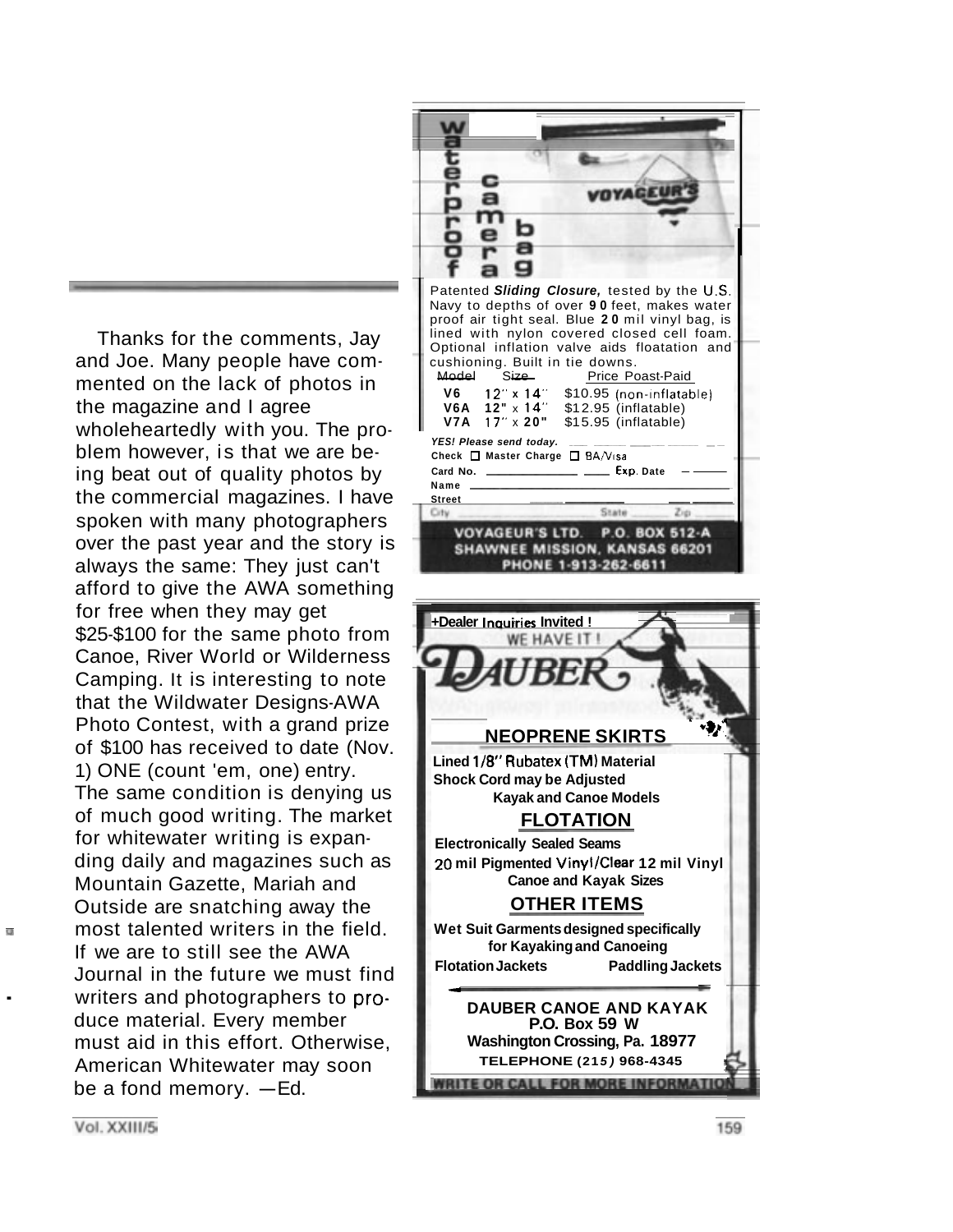Thanks for the comments, Jay and Joe. Many people have commented on the lack of photos in the magazine and I agree wholeheartedly with you. The problem however, is that we are being beat out of quality photos by the commercial magazines. I have spoken with many photographers over the past year and the story is always the same: They just can't afford to give the AWA something for free when they may get $25-$100 for the same photo from Canoe, River World or Wilderness Camping. It is interesting to note that the Wildwater Designs-AWA Photo Contest, with a grand prize of $100 has received to date (Nov. 1) ONE (count 'em, one) entry. The same condition is denying us of much good writing. The market for whitewater writing is expanding daily and magazines such as Mountain Gazette, Mariah and Outside are snatching away the most talented writers in the field. If we are to still see the AWA Journal in the future we must find writers and photographers to produce material. Every member must aid in this effort. Otherwise, American Whitewater may soon be a fond memory. —Ed.

---

**waterproof camera bag**

VOYAGEUR'S

Patented ***Sliding Closure,*** tested by the U.S. Navy to depths of over **90** feet, makes water proof air tight seal. Blue **20** mil vinyl bag, is lined with nylon covered closed cell foam. Optional inflation valve aids floatation and cushioning. Built in tie downs.

| Model | Size | Price Poast-Paid |
|---|---|---|
| V6 | 12" x 14" | $10.95 (non-inflatable) |
| V6A | 12" x 14" | $12.95 (inflatable) |
| V7A | 17" x 20" | $15.95 (inflatable) |

***YES! Please send today.***

Check ☐ Master Charge ☐ BA/Visa

Card No. ____________ Exp. Date ______

Name ______________________

Street ______________________

City __________ State ______ Zip ______

**VOYAGEUR'S LTD. P.O. BOX 512-A**
**SHAWNEE MISSION, KANSAS 66201**
**PHONE 1-913-262-6611**

---

**+Dealer Inquiries Invited !**

WE HAVE IT !

**DAUBER**

**NEOPRENE SKIRTS**

**Lined 1/8" Rubatex (TM) Material**
**Shock Cord may be Adjusted**
**Kayak and Canoe Models**

**FLOTATION**

**Electronically Sealed Seams**
**20 mil Pigmented Vinyl/Clear 12 mil Vinyl**
**Canoe and Kayak Sizes**

**OTHER ITEMS**

**Wet Suit Garments designed specifically for Kayaking and Canoeing**
**Flotation Jackets** **Paddling Jackets**

**DAUBER CANOE AND KAYAK**
**P.O. Box 59 W**
**Washington Crossing, Pa. 18977**
**TELEPHONE (215) 968-4345**

**WRITE OR CALL FOR MORE INFORMATION**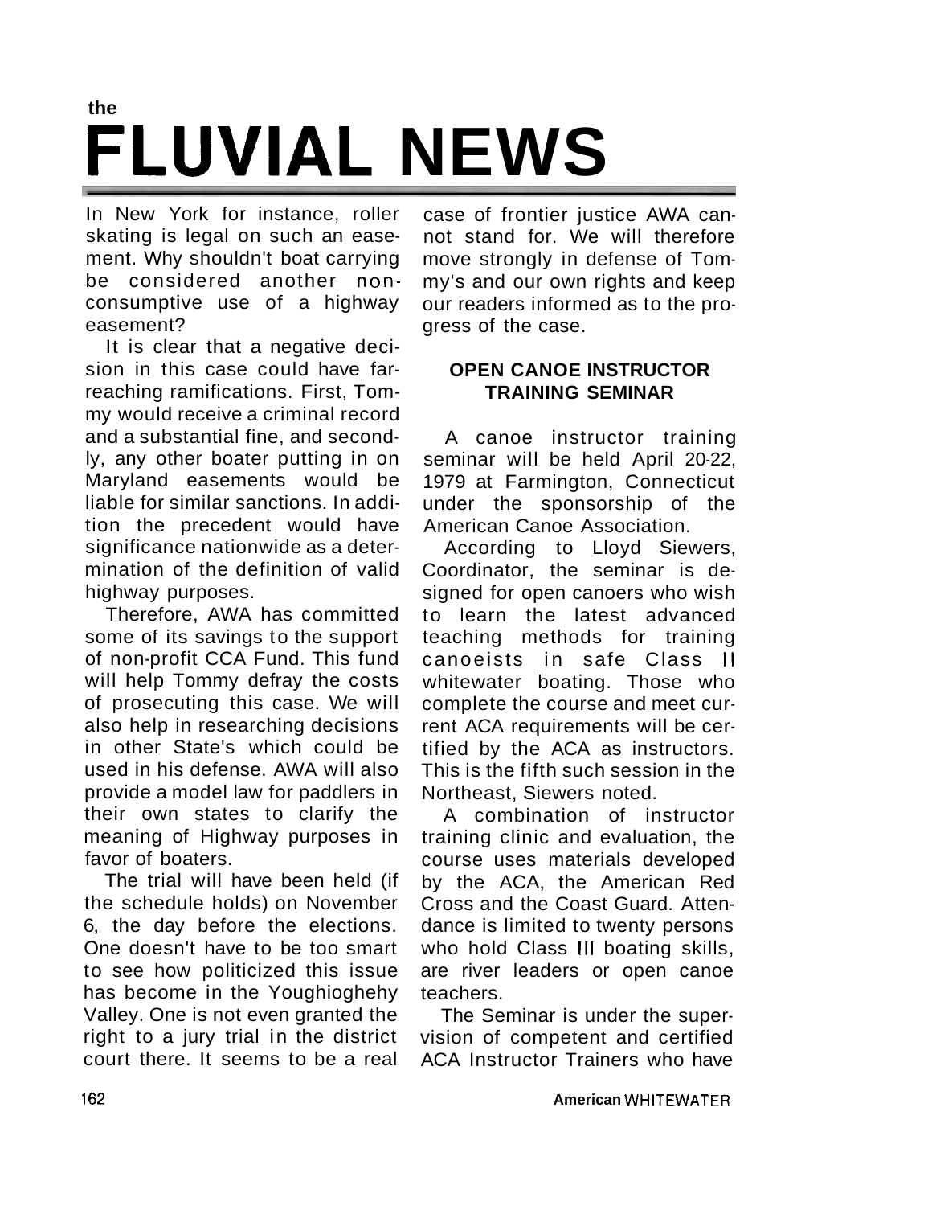# the FLUVIAL NEWS

In New York for instance, roller skating is legal on such an easement. Why shouldn't boat carrying be considered another non-consumptive use of a highway easement?

It is clear that a negative decision in this case could have far-reaching ramifications. First, Tommy would receive a criminal record and a substantial fine, and secondly, any other boater putting in on Maryland easements would be liable for similar sanctions. In addition the precedent would have significance nationwide as a determination of the definition of valid highway purposes.

Therefore, AWA has committed some of its savings to the support of non-profit CCA Fund. This fund will help Tommy defray the costs of prosecuting this case. We will also help in researching decisions in other State's which could be used in his defense. AWA will also provide a model law for paddlers in their own states to clarify the meaning of Highway purposes in favor of boaters.

The trial will have been held (if the schedule holds) on November 6, the day before the elections. One doesn't have to be too smart to see how politicized this issue has become in the Youghioghehy Valley. One is not even granted the right to a jury trial in the district court there. It seems to be a real case of frontier justice AWA cannot stand for. We will therefore move strongly in defense of Tommy's and our own rights and keep our readers informed as to the progress of the case.

## OPEN CANOE INSTRUCTOR TRAINING SEMINAR

A canoe instructor training seminar will be held April 20-22, 1979 at Farmington, Connecticut under the sponsorship of the American Canoe Association.

According to Lloyd Siewers, Coordinator, the seminar is designed for open canoers who wish to learn the latest advanced teaching methods for training canoeists in safe Class II whitewater boating. Those who complete the course and meet current ACA requirements will be certified by the ACA as instructors. This is the fifth such session in the Northeast, Siewers noted.

A combination of instructor training clinic and evaluation, the course uses materials developed by the ACA, the American Red Cross and the Coast Guard. Attendance is limited to twenty persons who hold Class III boating skills, are river leaders or open canoe teachers.

The Seminar is under the supervision of competent and certified ACA Instructor Trainers who have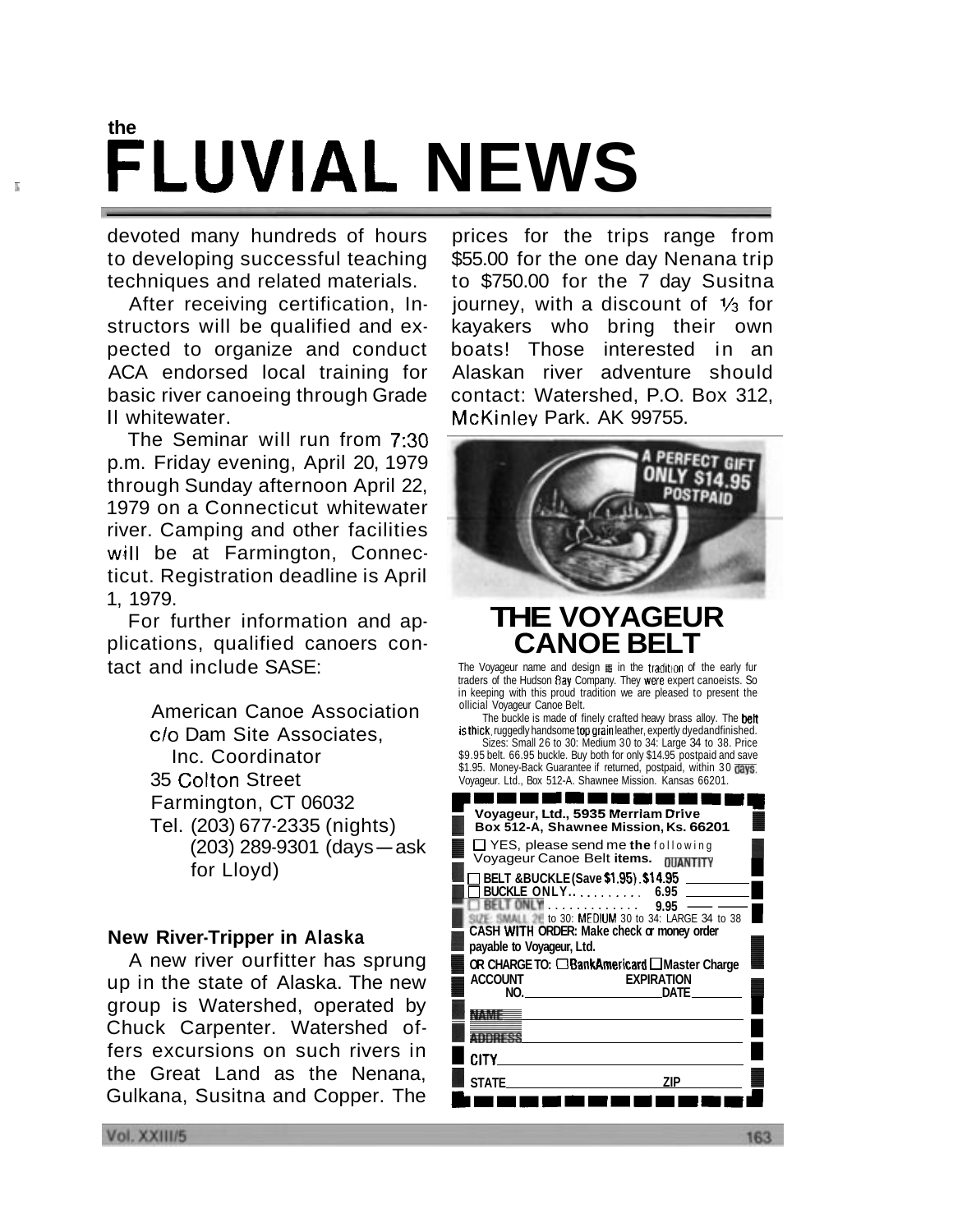# the FLUVIAL NEWS

devoted many hundreds of hours to developing successful teaching techniques and related materials.

After receiving certification, Instructors will be qualified and expected to organize and conduct ACA endorsed local training for basic river canoeing through Grade II whitewater.

The Seminar will run from 7:30 p.m. Friday evening, April 20, 1979 through Sunday afternoon April 22, 1979 on a Connecticut whitewater river. Camping and other facilities will be at Farmington, Connecticut. Registration deadline is April 1, 1979.

For further information and applications, qualified canoers contact and include SASE:

American Canoe Association
c/o Dam Site Associates,
Inc. Coordinator
35 Colton Street
Farmington, CT 06032
Tel. (203) 677-2335 (nights)
(203) 289-9301 (days—ask for Lloyd)

### New River-Tripper in Alaska

A new river ourfitter has sprung up in the state of Alaska. The new group is Watershed, operated by Chuck Carpenter. Watershed offers excursions on such rivers in the Great Land as the Nenana, Gulkana, Susitna and Copper. The prices for the trips range from $55.00 for the one day Nenana trip to $750.00 for the 7 day Susitna journey, with a discount of 1/3 for kayakers who bring their own boats! Those interested in an Alaskan river adventure should contact: Watershed, P.O. Box 312, McKinley Park. AK 99755.

A PERFECT GIFT ONLY $14.95 POSTPAID

## THE VOYAGEUR CANOE BELT

The Voyageur name and design is in the tradition of the early fur traders of the Hudson Bay Company. They were expert canoeists. So in keeping with this proud tradition we are pleased to present the official Voyageur Canoe Belt.

The buckle is made of finely crafted heavy brass alloy. The belt is thick, ruggedly handsome top grain leather, expertly dyed and finished. Sizes: Small 26 to 30: Medium 30 to 34: Large 34 to 38. Price $9.95 belt. 66.95 buckle. Buy both for only $14.95 postpaid and save $1.95. Money-Back Guarantee if returned, postpaid, within 30 days. Voyageur. Ltd., Box 512-A. Shawnee Mission. Kansas 66201.

**Voyageur, Ltd., 5935 Merriam Drive**
**Box 512-A, Shawnee Mission, Ks. 66201**

☐ YES, please send me the following Voyageur Canoe Belt items. QUANTITY

☐ BELT & BUCKLE (Save $1.95) . $14.95 ______
☐ BUCKLE ONLY.......... 6.95 ______
☐ BELT ONLY ............ 9.95 ______

SIZE: SMALL 26 to 30: MEDIUM 30 to 34: LARGE 34 to 38

**CASH WITH ORDER: Make check or money order payable to Voyageur, Ltd.**

**OR CHARGE TO:** ☐ BankAmericard ☐ Master Charge

ACCOUNT NO. ____________ EXPIRATION DATE ________

NAME ____________

ADDRESS ____________

CITY ____________

STATE ____________ ZIP ________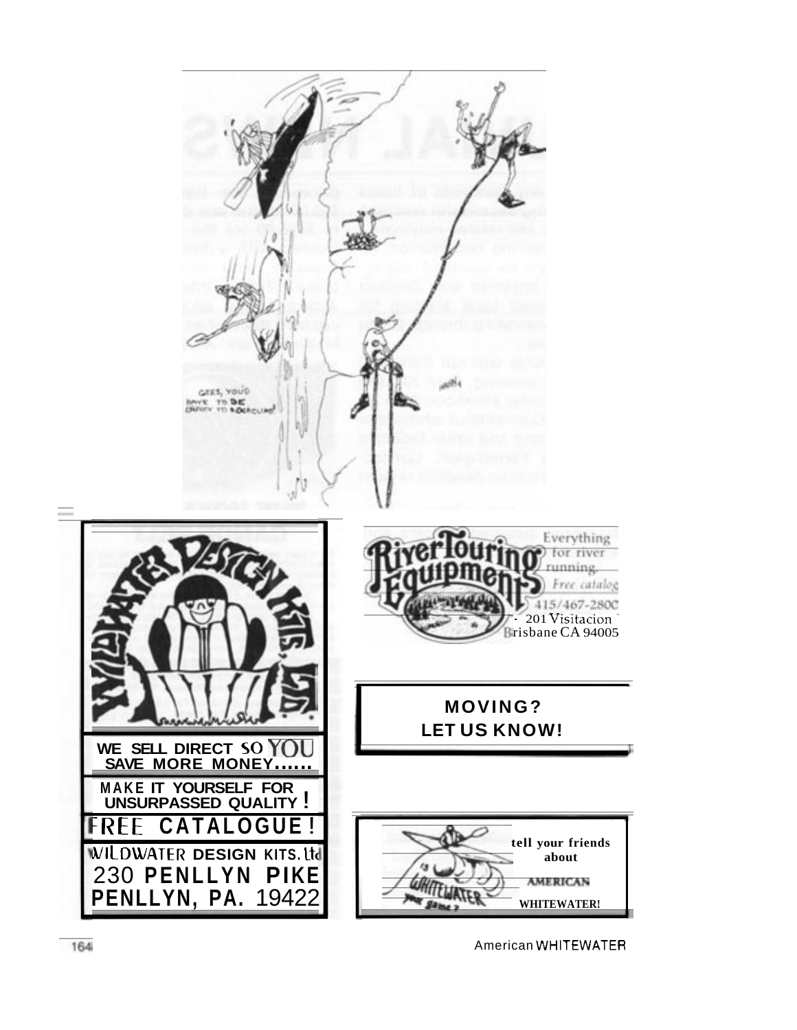GEES, YOU'D HAVE TO BE CRAZY TO KOERCLING!

**WILDWATER DESIGN KITS, LTD.**

**WE SELL DIRECT SO YOU SAVE MORE MONEY......**

**MAKE IT YOURSELF FOR UNSURPASSED QUALITY !**

**FREE CATALOGUE !**

**WILDWATER DESIGN KITS. Ltd**
**230 PENLLYN PIKE**
**PENLLYN, PA. 19422**

**River Touring Equipment**

Everything for river running.

*Free catalog*

415/467-2800

201 Visitacion

Brisbane CA 94005

**MOVING?**
**LET US KNOW!**

**tell your friends about AMERICAN WHITEWATER!**

IS WHITEWATER your game?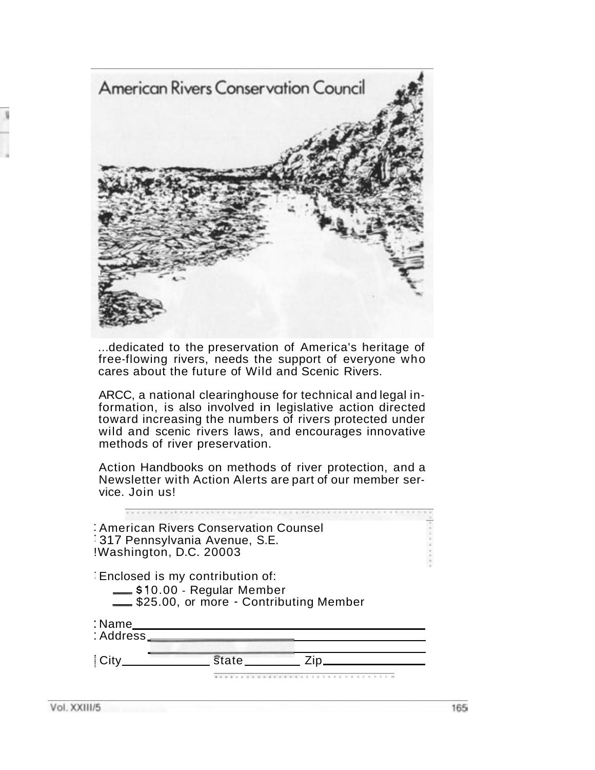# American Rivers Conservation Council

...dedicated to the preservation of America's heritage of free-flowing rivers, needs the support of everyone who cares about the future of Wild and Scenic Rivers.

ARCC, a national clearinghouse for technical and legal information, is also involved in legislative action directed toward increasing the numbers of rivers protected under wild and scenic rivers laws, and encourages innovative methods of river preservation.

Action Handbooks on methods of river protection, and a Newsletter with Action Alerts are part of our member service. Join us!

American Rivers Conservation Counsel
317 Pennsylvania Avenue, S.E.
Washington, D.C. 20003

Enclosed is my contribution of:

___ $10.00 - Regular Member
___ $25.00, or more - Contributing Member

Name ______________________________

Address ______________________________

______________________________

City ____________ State ________ Zip ____________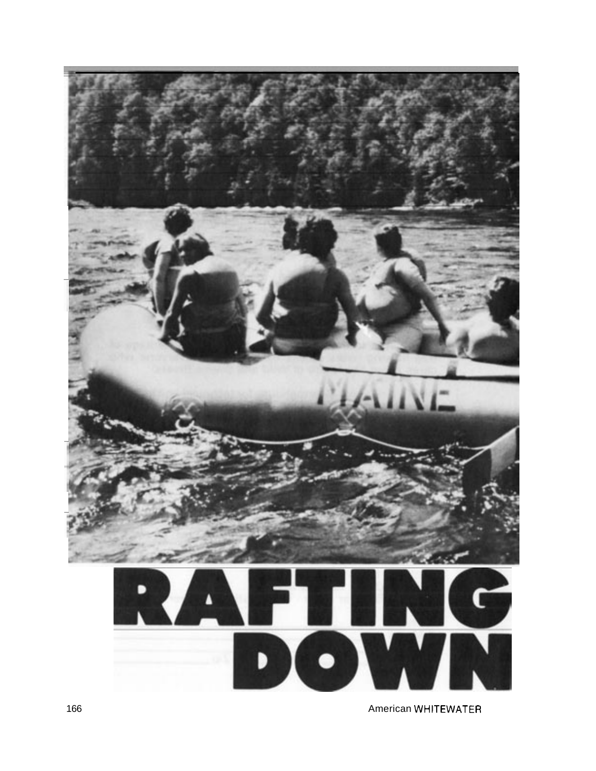# RAFTING DOWN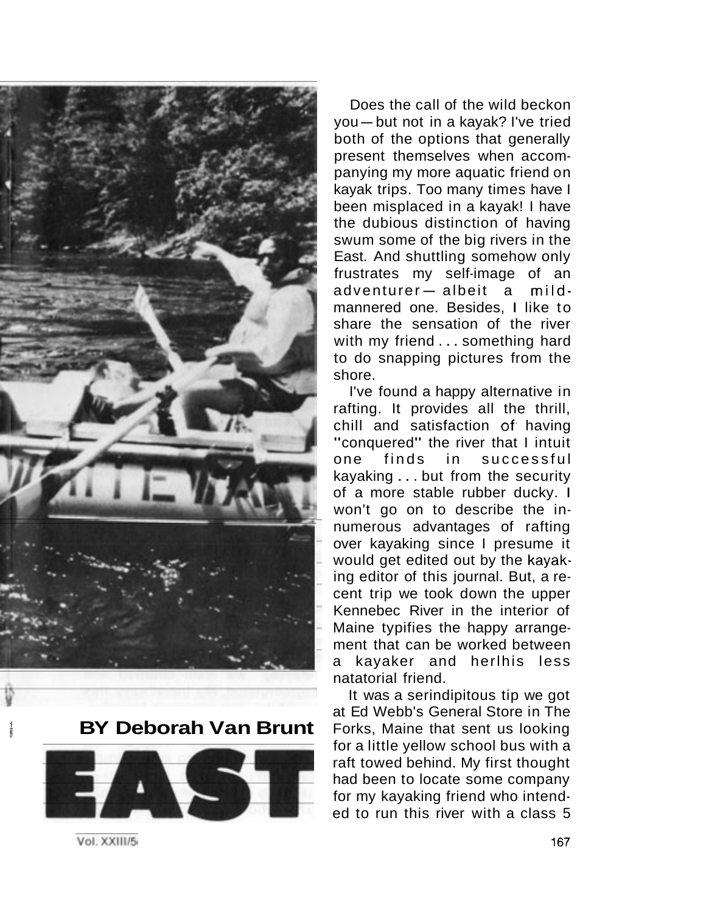# EAST

**BY Deborah Van Brunt**

Does the call of the wild beckon you — but not in a kayak? I've tried both of the options that generally present themselves when accompanying my more aquatic friend on kayak trips. Too many times have I been misplaced in a kayak! I have the dubious distinction of having swum some of the big rivers in the East. And shuttling somehow only frustrates my self-image of an adventurer — albeit a mild-mannered one. Besides, I like to share the sensation of the river with my friend . . . something hard to do snapping pictures from the shore.

I've found a happy alternative in rafting. It provides all the thrill, chill and satisfaction of having "conquered" the river that I intuit one finds in successful kayaking . . . but from the security of a more stable rubber ducky. I won't go on to describe the innumerous advantages of rafting over kayaking since I presume it would get edited out by the kayaking editor of this journal. But, a recent trip we took down the upper Kennebec River in the interior of Maine typifies the happy arrangement that can be worked between a kayaker and her/his less natatorial friend.

It was a serindipitous tip we got at Ed Webb's General Store in The Forks, Maine that sent us looking for a little yellow school bus with a raft towed behind. My first thought had been to locate some company for my kayaking friend who intended to run this river with a class 5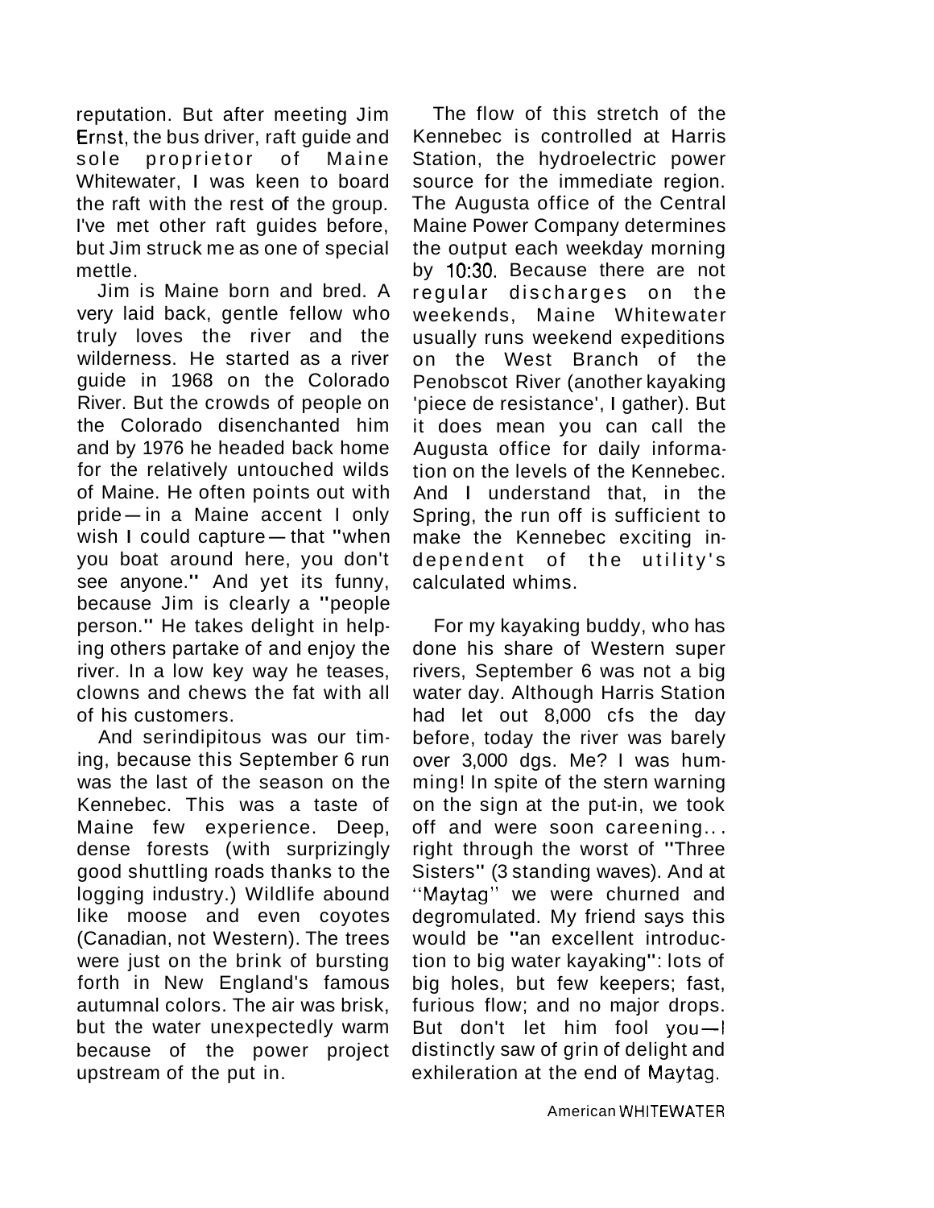reputation. But after meeting Jim Ernst, the bus driver, raft guide and sole proprietor of Maine Whitewater, I was keen to board the raft with the rest of the group. I've met other raft guides before, but Jim struck me as one of special mettle.

Jim is Maine born and bred. A very laid back, gentle fellow who truly loves the river and the wilderness. He started as a river guide in 1968 on the Colorado River. But the crowds of people on the Colorado disenchanted him and by 1976 he headed back home for the relatively untouched wilds of Maine. He often points out with pride — in a Maine accent I only wish I could capture — that "when you boat around here, you don't see anyone." And yet its funny, because Jim is clearly a "people person." He takes delight in helping others partake of and enjoy the river. In a low key way he teases, clowns and chews the fat with all of his customers.

And serindipitous was our timing, because this September 6 run was the last of the season on the Kennebec. This was a taste of Maine few experience. Deep, dense forests (with surprizingly good shuttling roads thanks to the logging industry.) Wildlife abound like moose and even coyotes (Canadian, not Western). The trees were just on the brink of bursting forth in New England's famous autumnal colors. The air was brisk, but the water unexpectedly warm because of the power project upstream of the put in.

The flow of this stretch of the Kennebec is controlled at Harris Station, the hydroelectric power source for the immediate region. The Augusta office of the Central Maine Power Company determines the output each weekday morning by 10:30. Because there are not regular discharges on the weekends, Maine Whitewater usually runs weekend expeditions on the West Branch of the Penobscot River (another kayaking 'piece de resistance', I gather). But it does mean you can call the Augusta office for daily information on the levels of the Kennebec. And I understand that, in the Spring, the run off is sufficient to make the Kennebec exciting independent of the utility's calculated whims.

For my kayaking buddy, who has done his share of Western super rivers, September 6 was not a big water day. Although Harris Station had let out 8,000 cfs the day before, today the river was barely over 3,000 dgs. Me? I was humming! In spite of the stern warning on the sign at the put-in, we took off and were soon careening... right through the worst of "Three Sisters" (3 standing waves). And at "Maytag" we were churned and degromulated. My friend says this would be "an excellent introduction to big water kayaking": lots of big holes, but few keepers; fast, furious flow; and no major drops. But don't let him fool you—I distinctly saw of grin of delight and exhileration at the end of Maytag.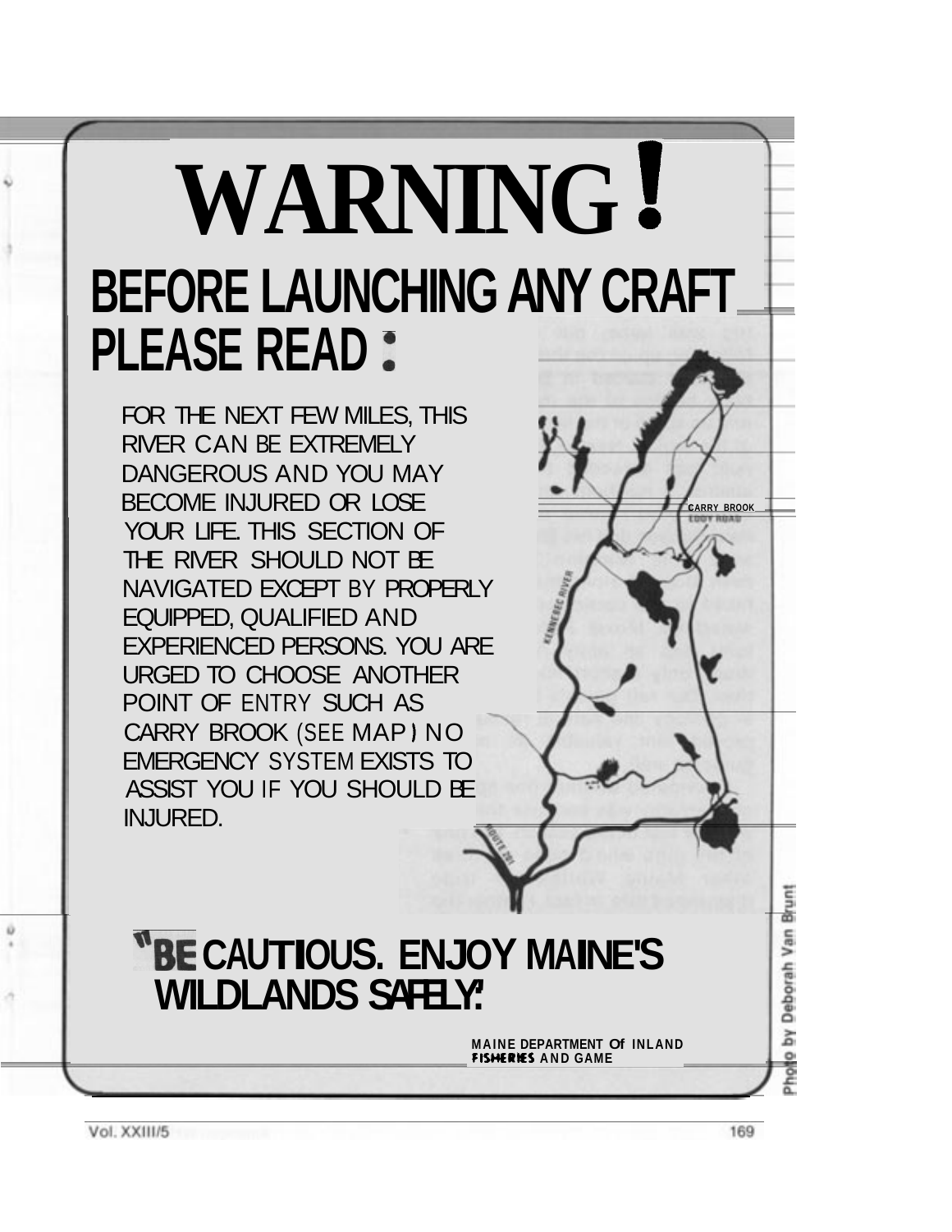# WARNING!

## BEFORE LAUNCHING ANY CRAFT PLEASE READ :

FOR THE NEXT FEW MILES, THIS RIVER CAN BE EXTREMELY DANGEROUS AND YOU MAY BECOME INJURED OR LOSE YOUR LIFE. THIS SECTION OF THE RIVER SHOULD NOT BE NAVIGATED EXCEPT BY PROPERLY EQUIPPED, QUALIFIED AND EXPERIENCED PERSONS. YOU ARE URGED TO CHOOSE ANOTHER POINT OF ENTRY SUCH AS CARRY BROOK (SEE MAP) NO EMERGENCY SYSTEM EXISTS TO ASSIST YOU IF YOU SHOULD BE INJURED.

CARRY BROOK

EDDY ROAD

KENNEBEC RIVER

ROUTE 201

## "BE CAUTIOUS. ENJOY MAINE'S WILDLANDS SAFELY."

MAINE DEPARTMENT Of INLAND FISHERIES AND GAME

Photo by Deborah Van Brunt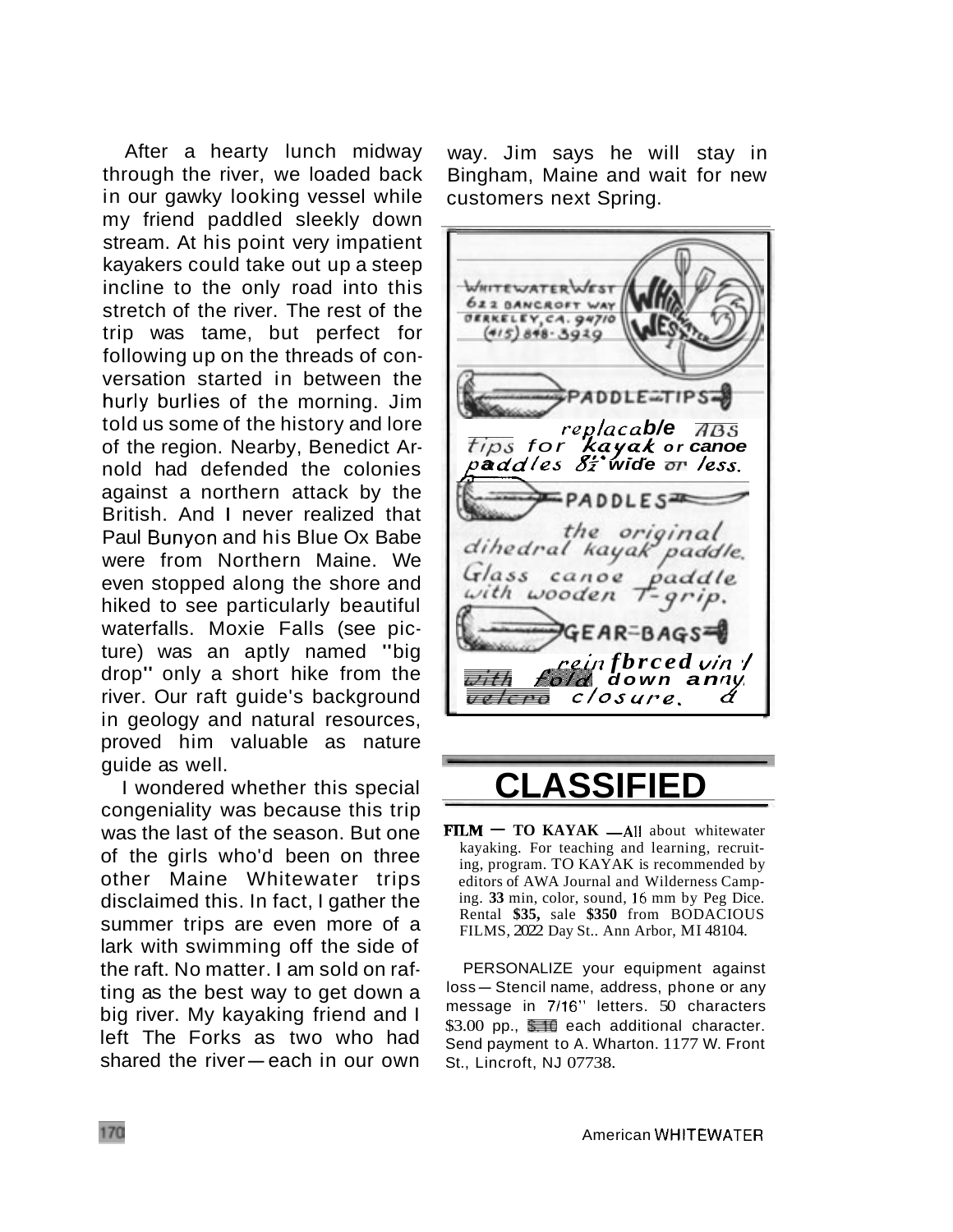After a hearty lunch midway through the river, we loaded back in our gawky looking vessel while my friend paddled sleekly down stream. At his point very impatient kayakers could take out up a steep incline to the only road into this stretch of the river. The rest of the trip was tame, but perfect for following up on the threads of conversation started in between the hurly burlies of the morning. Jim told us some of the history and lore of the region. Nearby, Benedict Arnold had defended the colonies against a northern attack by the British. And I never realized that Paul Bunyon and his Blue Ox Babe were from Northern Maine. We even stopped along the shore and hiked to see particularly beautiful waterfalls. Moxie Falls (see picture) was an aptly named "big drop" only a short hike from the river. Our raft guide's background in geology and natural resources, proved him valuable as nature guide as well.

I wondered whether this special congeniality was because this trip was the last of the season. But one of the girls who'd been on three other Maine Whitewater trips disclaimed this. In fact, I gather the summer trips are even more of a lark with swimming off the side of the raft. No matter. I am sold on rafting as the best way to get down a big river. My kayaking friend and I left The Forks as two who had shared the river—each in our own way. Jim says he will stay in Bingham, Maine and wait for new customers next Spring.

WHITEWATER WEST
622 BANCROFT WAY
BERKELEY, CA. 94710
(415) 848-3929

PADDLE-TIPS

replacable ABS tips for kayak or canoe paddles 8½" wide or less.

PADDLES

the original dihedral kayak paddle. Glass canoe paddle with wooden T-grip.

GEAR-BAGS

reinforced vinyl with fold down and velcro closure.

# CLASSIFIED

**FILM — TO KAYAK** —All about whitewater kayaking. For teaching and learning, recruiting, program. TO KAYAK is recommended by editors of AWA Journal and Wilderness Camping. **33** min, color, sound, 16 mm by Peg Dice. Rental **$35,** sale **$350** from BODACIOUS FILMS, 2022 Day St.. Ann Arbor, MI 48104.

PERSONALIZE your equipment against loss — Stencil name, address, phone or any message in 7/16" letters. 50 characters $3.00 pp., $.10 each additional character. Send payment to A. Wharton. 1177 W. Front St., Lincroft, NJ 07738.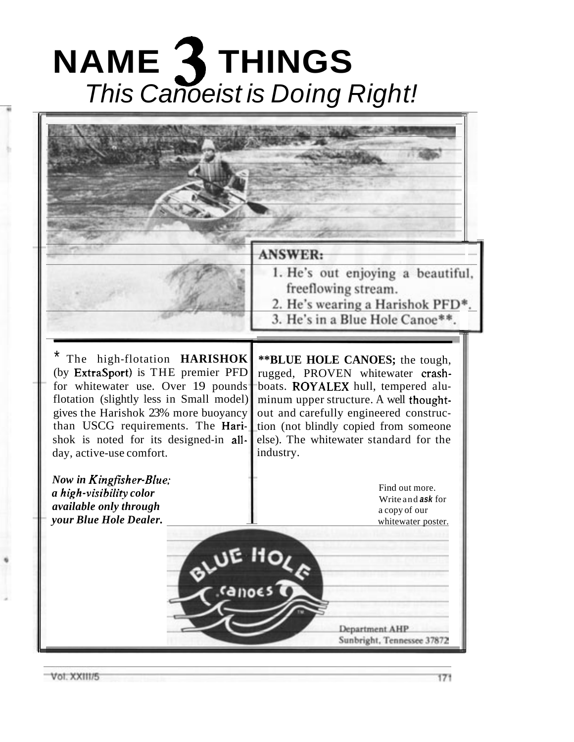# NAME 3 THINGS
*This Canoeist is Doing Right!*

**ANSWER:**

1. He's out enjoying a beautiful, freeflowing stream.
2. He's wearing a Harishok PFD*.
3. He's in a Blue Hole Canoe**.

* The high-flotation **HARISHOK** (by ExtraSport) is THE premier PFD for whitewater use. Over 19 pounds flotation (slightly less in Small model) gives the Harishok 23% more buoyancy than USCG requirements. The Harishok is noted for its designed-in all-day, active-use comfort.

***Now in Kingfisher-Blue; a high-visibility color available only through your Blue Hole Dealer.***

****BLUE HOLE CANOES;** the tough, rugged, PROVEN whitewater crash-boats. ROYALEX hull, tempered aluminum upper structure. A well thought-out and carefully engineered construction (not blindly copied from someone else). The whitewater standard for the industry.

Find out more. Write and ***ask*** for a copy of our whitewater poster.

BLUE HOLE canoes

Department AHP
Sunbright, Tennessee 37872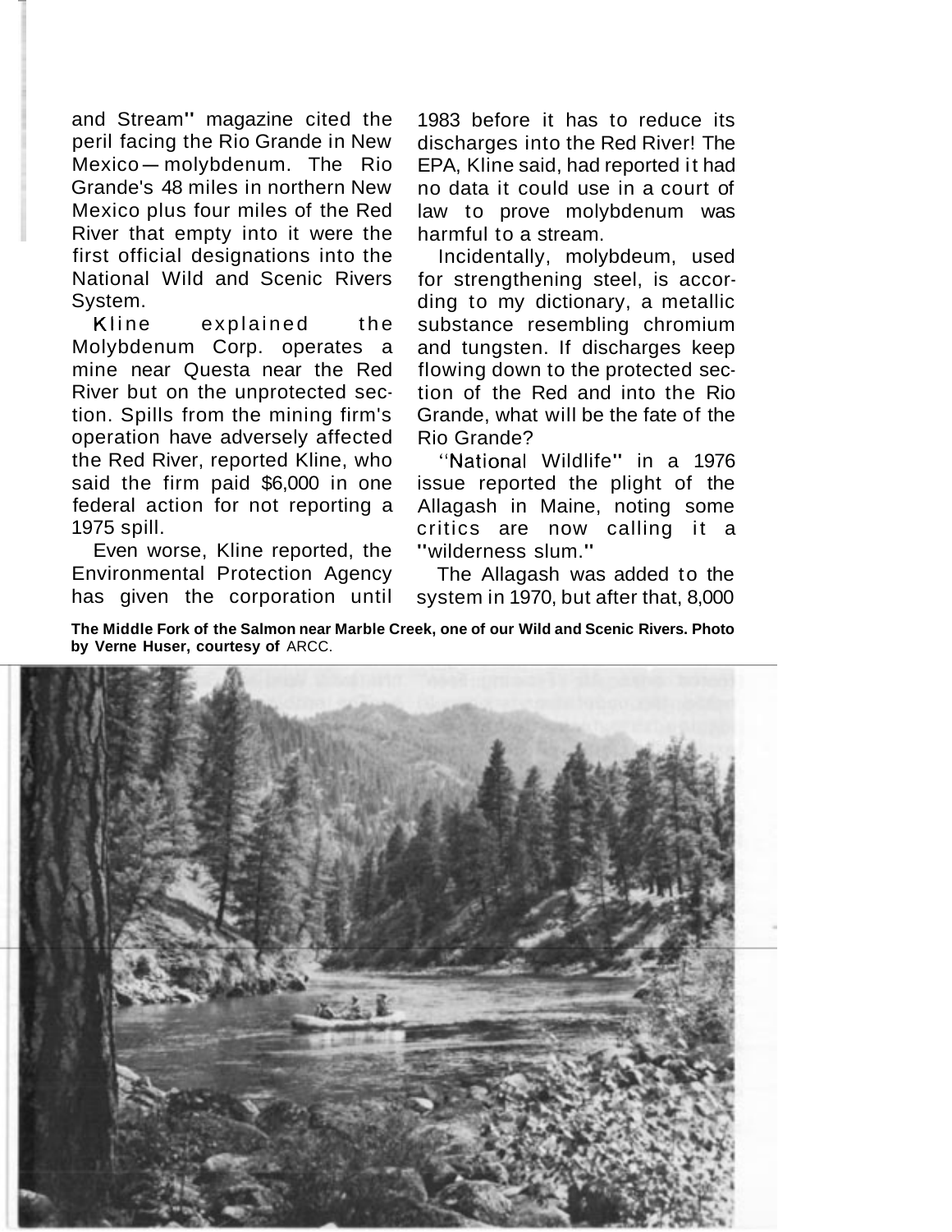and Stream" magazine cited the peril facing the Rio Grande in New Mexico — molybdenum. The Rio Grande's 48 miles in northern New Mexico plus four miles of the Red River that empty into it were the first official designations into the National Wild and Scenic Rivers System.

Kline explained the Molybdenum Corp. operates a mine near Questa near the Red River but on the unprotected section. Spills from the mining firm's operation have adversely affected the Red River, reported Kline, who said the firm paid $6,000 in one federal action for not reporting a 1975 spill.

Even worse, Kline reported, the Environmental Protection Agency has given the corporation until 1983 before it has to reduce its discharges into the Red River! The EPA, Kline said, had reported it had no data it could use in a court of law to prove molybdenum was harmful to a stream.

Incidentally, molybdeum, used for strengthening steel, is according to my dictionary, a metallic substance resembling chromium and tungsten. If discharges keep flowing down to the protected section of the Red and into the Rio Grande, what will be the fate of the Rio Grande?

"National Wildlife" in a 1976 issue reported the plight of the Allagash in Maine, noting some critics are now calling it a "wilderness slum."

The Allagash was added to the system in 1970, but after that, 8,000

**The Middle Fork of the Salmon near Marble Creek, one of our Wild and Scenic Rivers. Photo by Verne Huser, courtesy of** ARCC.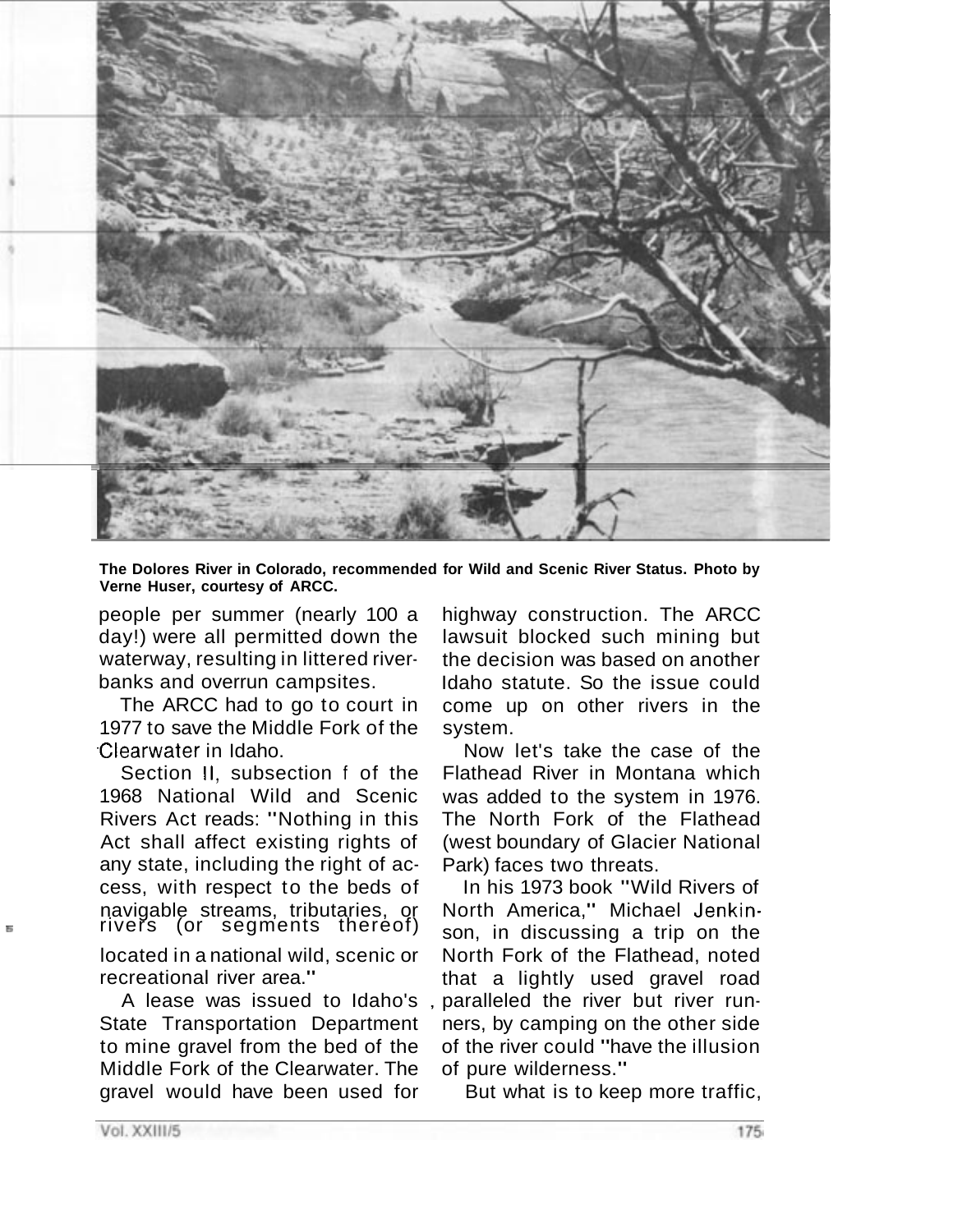The Dolores River in Colorado, recommended for Wild and Scenic River Status. Photo by Verne Huser, courtesy of ARCC.

people per summer (nearly 100 a day!) were all permitted down the waterway, resulting in littered riverbanks and overrun campsites.

The ARCC had to go to court in 1977 to save the Middle Fork of the Clearwater in Idaho.

Section II, subsection f of the 1968 National Wild and Scenic Rivers Act reads: "Nothing in this Act shall affect existing rights of any state, including the right of access, with respect to the beds of navigable streams, tributaries, or rivers (or segments thereof) located in a national wild, scenic or recreational river area."

A lease was issued to Idaho's State Transportation Department to mine gravel from the bed of the Middle Fork of the Clearwater. The gravel would have been used for highway construction. The ARCC lawsuit blocked such mining but the decision was based on another Idaho statute. So the issue could come up on other rivers in the system.

Now let's take the case of the Flathead River in Montana which was added to the system in 1976. The North Fork of the Flathead (west boundary of Glacier National Park) faces two threats.

In his 1973 book "Wild Rivers of North America," Michael Jenkinson, in discussing a trip on the North Fork of the Flathead, noted that a lightly used gravel road paralleled the river but river runners, by camping on the other side of the river could "have the illusion of pure wilderness."

But what is to keep more traffic,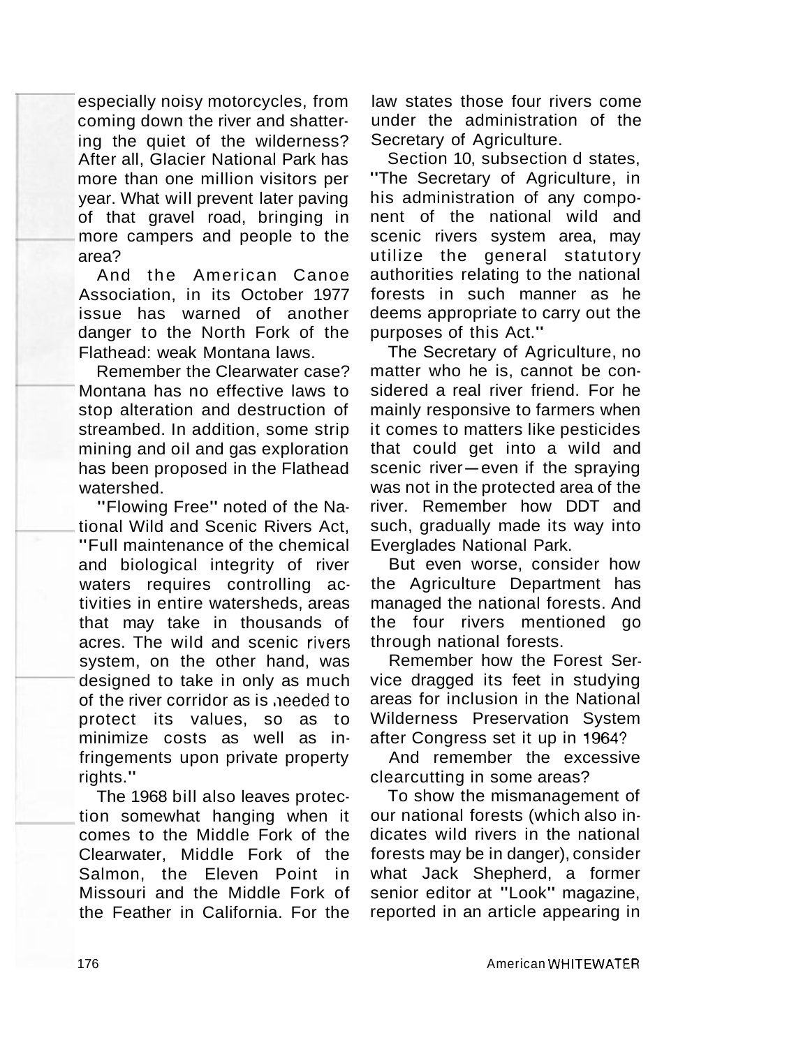especially noisy motorcycles, from coming down the river and shattering the quiet of the wilderness? After all, Glacier National Park has more than one million visitors per year. What will prevent later paving of that gravel road, bringing in more campers and people to the area?

And the American Canoe Association, in its October 1977 issue has warned of another danger to the North Fork of the Flathead: weak Montana laws.

Remember the Clearwater case? Montana has no effective laws to stop alteration and destruction of streambed. In addition, some strip mining and oil and gas exploration has been proposed in the Flathead watershed.

"Flowing Free" noted of the National Wild and Scenic Rivers Act, "Full maintenance of the chemical and biological integrity of river waters requires controlling activities in entire watersheds, areas that may take in thousands of acres. The wild and scenic rivers system, on the other hand, was designed to take in only as much of the river corridor as is needed to protect its values, so as to minimize costs as well as infringements upon private property rights."

The 1968 bill also leaves protection somewhat hanging when it comes to the Middle Fork of the Clearwater, Middle Fork of the Salmon, the Eleven Point in Missouri and the Middle Fork of the Feather in California. For the law states those four rivers come under the administration of the Secretary of Agriculture.

Section 10, subsection d states, "The Secretary of Agriculture, in his administration of any component of the national wild and scenic rivers system area, may utilize the general statutory authorities relating to the national forests in such manner as he deems appropriate to carry out the purposes of this Act."

The Secretary of Agriculture, no matter who he is, cannot be considered a real river friend. For he mainly responsive to farmers when it comes to matters like pesticides that could get into a wild and scenic river—even if the spraying was not in the protected area of the river. Remember how DDT and such, gradually made its way into Everglades National Park.

But even worse, consider how the Agriculture Department has managed the national forests. And the four rivers mentioned go through national forests.

Remember how the Forest Service dragged its feet in studying areas for inclusion in the National Wilderness Preservation System after Congress set it up in 1964?

And remember the excessive clearcutting in some areas?

To show the mismanagement of our national forests (which also indicates wild rivers in the national forests may be in danger), consider what Jack Shepherd, a former senior editor at "Look" magazine, reported in an article appearing in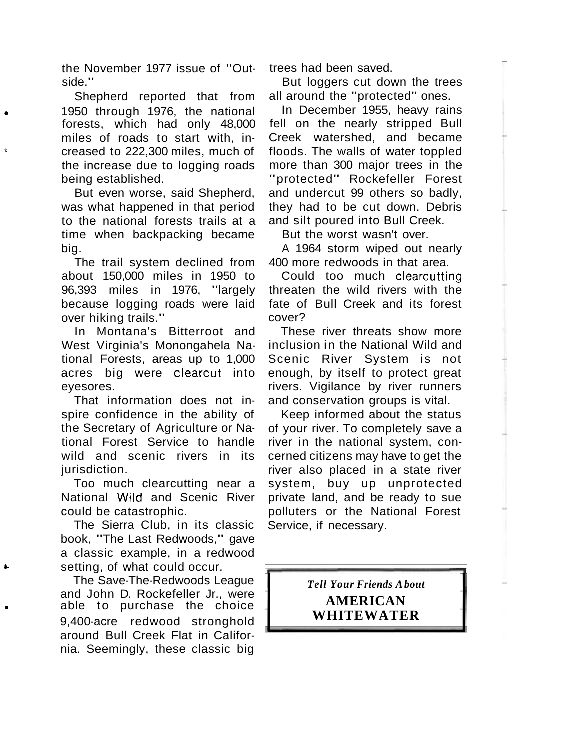the November 1977 issue of "Outside."

Shepherd reported that from 1950 through 1976, the national forests, which had only 48,000 miles of roads to start with, increased to 222,300 miles, much of the increase due to logging roads being established.

But even worse, said Shepherd, was what happened in that period to the national forests trails at a time when backpacking became big.

The trail system declined from about 150,000 miles in 1950 to 96,393 miles in 1976, "largely because logging roads were laid over hiking trails."

In Montana's Bitterroot and West Virginia's Monongahela National Forests, areas up to 1,000 acres big were clearcut into eyesores.

That information does not inspire confidence in the ability of the Secretary of Agriculture or National Forest Service to handle wild and scenic rivers in its jurisdiction.

Too much clearcutting near a National Wild and Scenic River could be catastrophic.

The Sierra Club, in its classic book, "The Last Redwoods," gave a classic example, in a redwood setting, of what could occur.

The Save-The-Redwoods League and John D. Rockefeller Jr., were able to purchase the choice 9,400-acre redwood stronghold around Bull Creek Flat in California. Seemingly, these classic big trees had been saved.

But loggers cut down the trees all around the "protected" ones.

In December 1955, heavy rains fell on the nearly stripped Bull Creek watershed, and became floods. The walls of water toppled more than 300 major trees in the "protected" Rockefeller Forest and undercut 99 others so badly, they had to be cut down. Debris and silt poured into Bull Creek.

But the worst wasn't over.

A 1964 storm wiped out nearly 400 more redwoods in that area.

Could too much clearcutting threaten the wild rivers with the fate of Bull Creek and its forest cover?

These river threats show more inclusion in the National Wild and Scenic River System is not enough, by itself to protect great rivers. Vigilance by river runners and conservation groups is vital.

Keep informed about the status of your river. To completely save a river in the national system, concerned citizens may have to get the river also placed in a state river system, buy up unprotected private land, and be ready to sue polluters or the National Forest Service, if necessary.

*Tell Your Friends About*

**AMERICAN WHITEWATER**